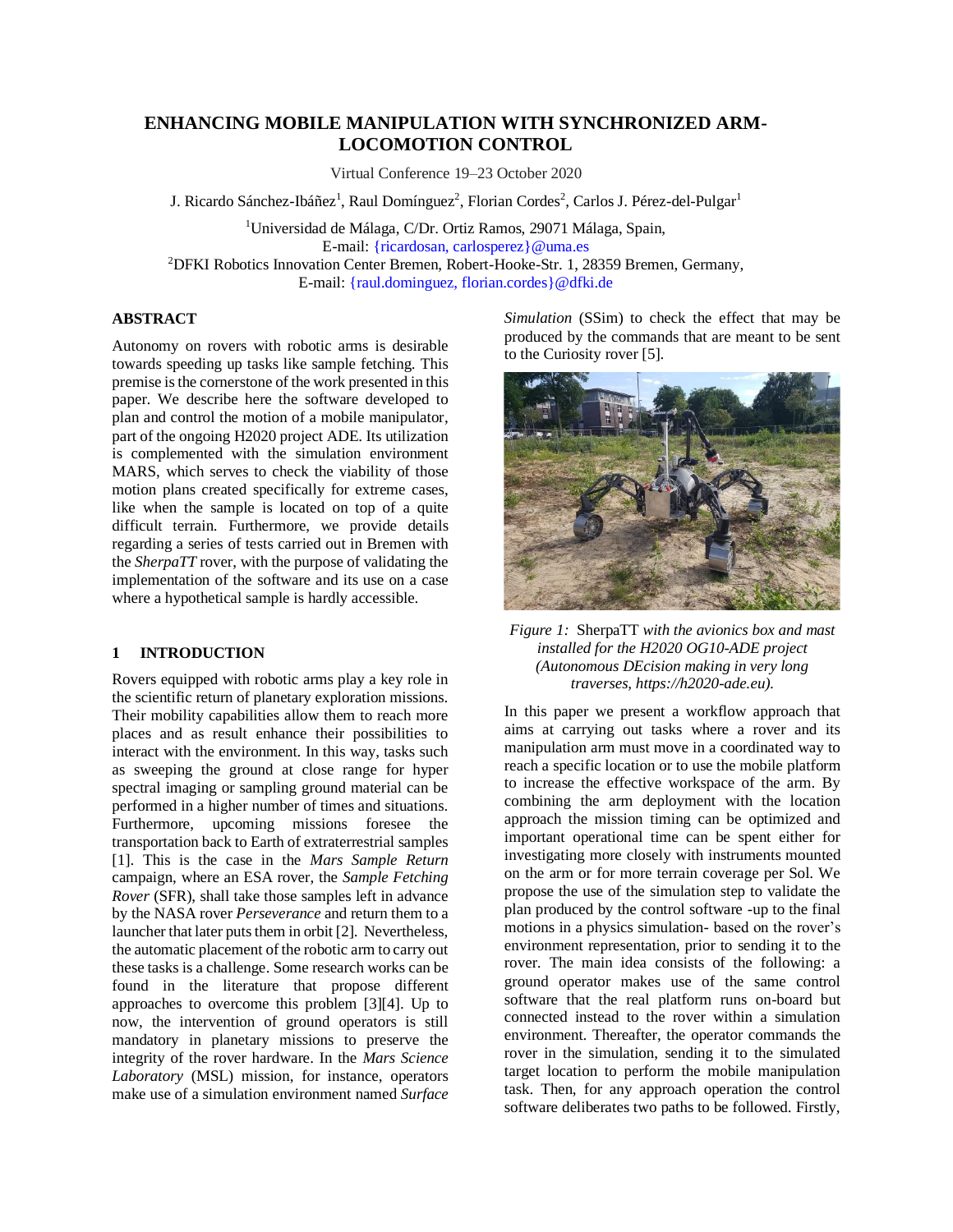# ENHANCING MOBILE MANIPULATION WITH SYNCHRONIZED ARM-LOCOMOTION CONTROL

Virtual Conference 19–23 October 2020

J. Ricardo Sánchez-Ibáñez[1], Raul Domínguez[2], Florian Cordes[2], Carlos J. Pérez-del-Pulgar[1]

[1]Universidad de Málaga, C/Dr. Ortiz Ramos, 29071 Málaga, Spain,
E-mail: {ricardosan, carlosperez}@uma.es
[2]DFKI Robotics Innovation Center Bremen, Robert-Hooke-Str. 1, 28359 Bremen, Germany,
E-mail: {raul.dominguez, florian.cordes}@dfki.de

## ABSTRACT

Autonomy on rovers with robotic arms is desirable towards speeding up tasks like sample fetching. This premise is the cornerstone of the work presented in this paper. We describe here the software developed to plan and control the motion of a mobile manipulator, part of the ongoing H2020 project ADE. Its utilization is complemented with the simulation environment MARS, which serves to check the viability of those motion plans created specifically for extreme cases, like when the sample is located on top of a quite difficult terrain. Furthermore, we provide details regarding a series of tests carried out in Bremen with the *SherpaTT* rover, with the purpose of validating the implementation of the software and its use on a case where a hypothetical sample is hardly accessible.

## 1 INTRODUCTION

Rovers equipped with robotic arms play a key role in the scientific return of planetary exploration missions. Their mobility capabilities allow them to reach more places and as result enhance their possibilities to interact with the environment. In this way, tasks such as sweeping the ground at close range for hyper spectral imaging or sampling ground material can be performed in a higher number of times and situations. Furthermore, upcoming missions foresee the transportation back to Earth of extraterrestrial samples [1]. This is the case in the *Mars Sample Return* campaign, where an ESA rover, the *Sample Fetching Rover* (SFR), shall take those samples left in advance by the NASA rover *Perseverance* and return them to a launcher that later puts them in orbit [2]. Nevertheless, the automatic placement of the robotic arm to carry out these tasks is a challenge. Some research works can be found in the literature that propose different approaches to overcome this problem [3][4]. Up to now, the intervention of ground operators is still mandatory in planetary missions to preserve the integrity of the rover hardware. In the *Mars Science Laboratory* (MSL) mission, for instance, operators make use of a simulation environment named *Surface Simulation* (SSim) to check the effect that may be produced by the commands that are meant to be sent to the Curiosity rover [5].

*Figure 1:* SherpaTT *with the avionics box and mast installed for the H2020 OG10-ADE project (Autonomous DEcision making in very long traverses, https://h2020-ade.eu).*

In this paper we present a workflow approach that aims at carrying out tasks where a rover and its manipulation arm must move in a coordinated way to reach a specific location or to use the mobile platform to increase the effective workspace of the arm. By combining the arm deployment with the location approach the mission timing can be optimized and important operational time can be spent either for investigating more closely with instruments mounted on the arm or for more terrain coverage per Sol. We propose the use of the simulation step to validate the plan produced by the control software -up to the final motions in a physics simulation- based on the rover's environment representation, prior to sending it to the rover. The main idea consists of the following: a ground operator makes use of the same control software that the real platform runs on-board but connected instead to the rover within a simulation environment. Thereafter, the operator commands the rover in the simulation, sending it to the simulated target location to perform the mobile manipulation task. Then, for any approach operation the control software deliberates two paths to be followed. Firstly,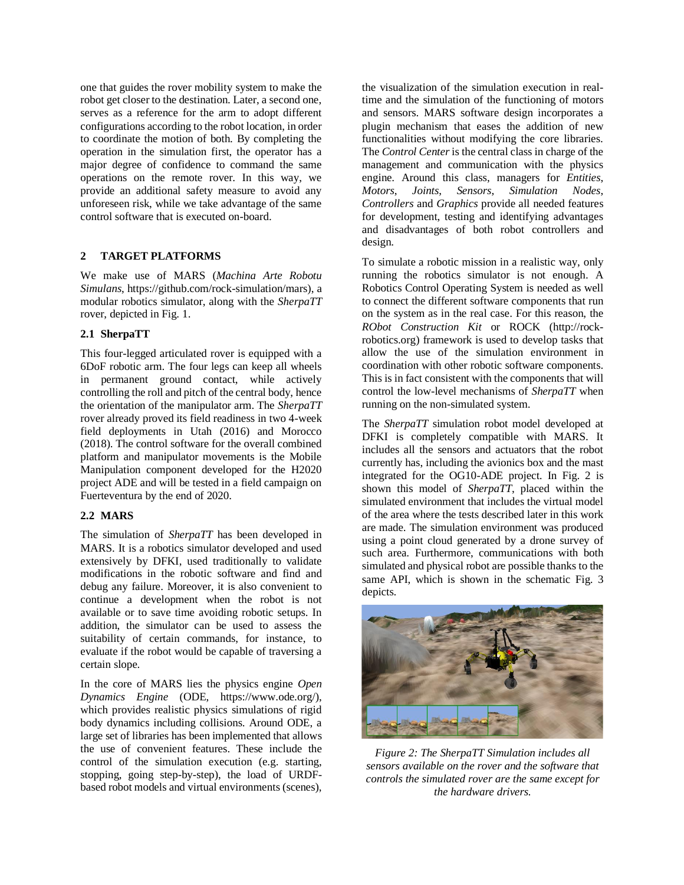one that guides the rover mobility system to make the robot get closer to the destination. Later, a second one, serves as a reference for the arm to adopt different configurations according to the robot location, in order to coordinate the motion of both. By completing the operation in the simulation first, the operator has a major degree of confidence to command the same operations on the remote rover. In this way, we provide an additional safety measure to avoid any unforeseen risk, while we take advantage of the same control software that is executed on-board.

## 2 TARGET PLATFORMS

We make use of MARS (*Machina Arte Robotu Simulans*, https://github.com/rock-simulation/mars), a modular robotics simulator, along with the *SherpaTT* rover, depicted in Fig. 1.

### 2.1 SherpaTT

This four-legged articulated rover is equipped with a 6DoF robotic arm. The four legs can keep all wheels in permanent ground contact, while actively controlling the roll and pitch of the central body, hence the orientation of the manipulator arm. The *SherpaTT* rover already proved its field readiness in two 4-week field deployments in Utah (2016) and Morocco (2018). The control software for the overall combined platform and manipulator movements is the Mobile Manipulation component developed for the H2020 project ADE and will be tested in a field campaign on Fuerteventura by the end of 2020.

### 2.2 MARS

The simulation of *SherpaTT* has been developed in MARS. It is a robotics simulator developed and used extensively by DFKI, used traditionally to validate modifications in the robotic software and find and debug any failure. Moreover, it is also convenient to continue a development when the robot is not available or to save time avoiding robotic setups. In addition, the simulator can be used to assess the suitability of certain commands, for instance, to evaluate if the robot would be capable of traversing a certain slope.

In the core of MARS lies the physics engine *Open Dynamics Engine* (ODE, https://www.ode.org/), which provides realistic physics simulations of rigid body dynamics including collisions. Around ODE, a large set of libraries has been implemented that allows the use of convenient features. These include the control of the simulation execution (e.g. starting, stopping, going step-by-step), the load of URDF-based robot models and virtual environments (scenes), the visualization of the simulation execution in real-time and the simulation of the functioning of motors and sensors. MARS software design incorporates a plugin mechanism that eases the addition of new functionalities without modifying the core libraries. The *Control Center* is the central class in charge of the management and communication with the physics engine. Around this class, managers for *Entities*, *Motors*, *Joints*, *Sensors*, *Simulation Nodes*, *Controllers* and *Graphics* provide all needed features for development, testing and identifying advantages and disadvantages of both robot controllers and design.

To simulate a robotic mission in a realistic way, only running the robotics simulator is not enough. A Robotics Control Operating System is needed as well to connect the different software components that run on the system as in the real case. For this reason, the *RObot Construction Kit* or ROCK (http://rock-robotics.org) framework is used to develop tasks that allow the use of the simulation environment in coordination with other robotic software components. This is in fact consistent with the components that will control the low-level mechanisms of *SherpaTT* when running on the non-simulated system.

The *SherpaTT* simulation robot model developed at DFKI is completely compatible with MARS. It includes all the sensors and actuators that the robot currently has, including the avionics box and the mast integrated for the OG10-ADE project. In Fig. 2 is shown this model of *SherpaTT*, placed within the simulated environment that includes the virtual model of the area where the tests described later in this work are made. The simulation environment was produced using a point cloud generated by a drone survey of such area. Furthermore, communications with both simulated and physical robot are possible thanks to the same API, which is shown in the schematic Fig. 3 depicts.

*Figure 2: The SherpaTT Simulation includes all sensors available on the rover and the software that controls the simulated rover are the same except for the hardware drivers.*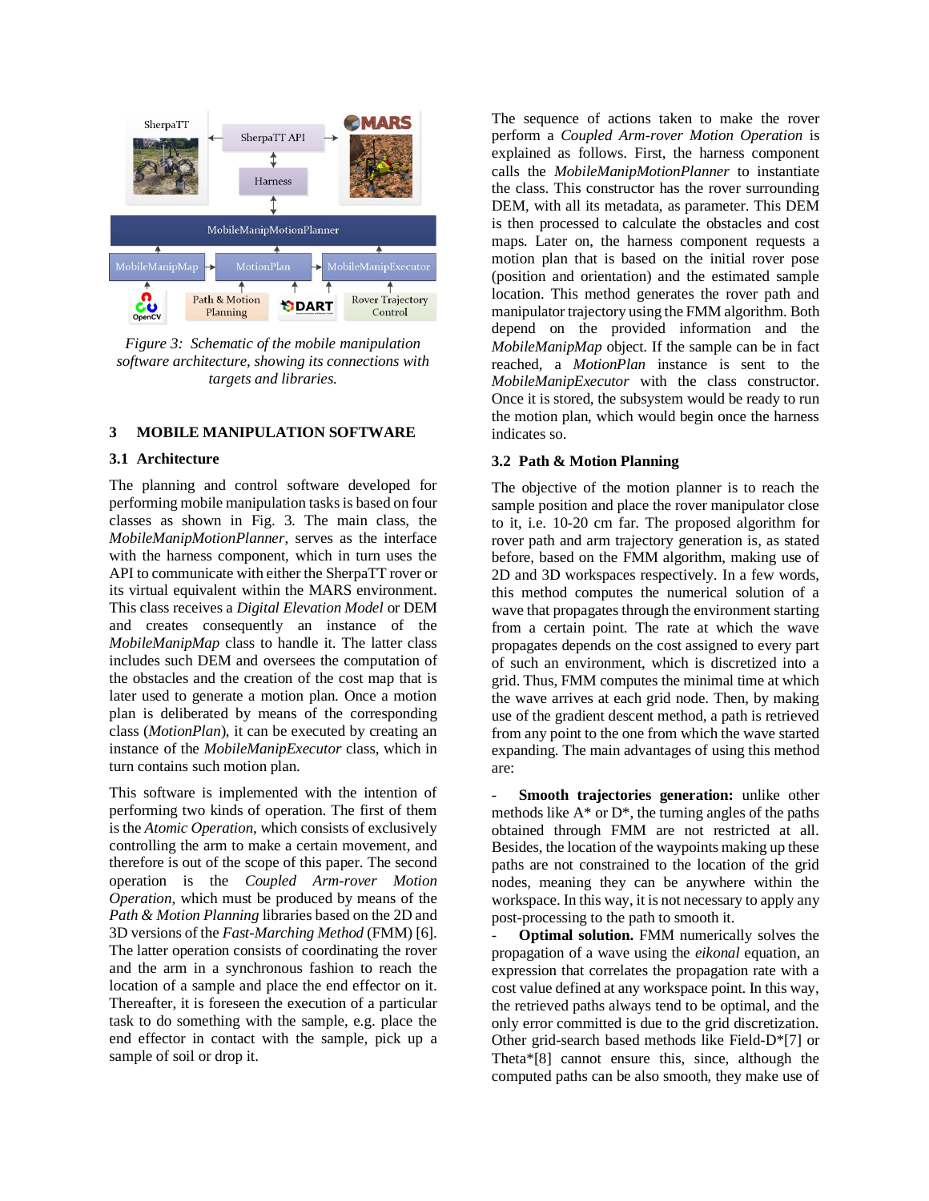*Figure 3: Schematic of the mobile manipulation software architecture, showing its connections with targets and libraries.*

## 3 MOBILE MANIPULATION SOFTWARE

### 3.1 Architecture

The planning and control software developed for performing mobile manipulation tasks is based on four classes as shown in Fig. 3. The main class, the *MobileManipMotionPlanner*, serves as the interface with the harness component, which in turn uses the API to communicate with either the SherpaTT rover or its virtual equivalent within the MARS environment. This class receives a *Digital Elevation Model* or DEM and creates consequently an instance of the *MobileManipMap* class to handle it. The latter class includes such DEM and oversees the computation of the obstacles and the creation of the cost map that is later used to generate a motion plan. Once a motion plan is deliberated by means of the corresponding class (*MotionPlan*), it can be executed by creating an instance of the *MobileManipExecutor* class, which in turn contains such motion plan.

This software is implemented with the intention of performing two kinds of operation. The first of them is the *Atomic Operation*, which consists of exclusively controlling the arm to make a certain movement, and therefore is out of the scope of this paper. The second operation is the *Coupled Arm-rover Motion Operation*, which must be produced by means of the *Path & Motion Planning* libraries based on the 2D and 3D versions of the *Fast-Marching Method* (FMM) [6]. The latter operation consists of coordinating the rover and the arm in a synchronous fashion to reach the location of a sample and place the end effector on it. Thereafter, it is foreseen the execution of a particular task to do something with the sample, e.g. place the end effector in contact with the sample, pick up a sample of soil or drop it.

The sequence of actions taken to make the rover perform a *Coupled Arm-rover Motion Operation* is explained as follows. First, the harness component calls the *MobileManipMotionPlanner* to instantiate the class. This constructor has the rover surrounding DEM, with all its metadata, as parameter. This DEM is then processed to calculate the obstacles and cost maps. Later on, the harness component requests a motion plan that is based on the initial rover pose (position and orientation) and the estimated sample location. This method generates the rover path and manipulator trajectory using the FMM algorithm. Both depend on the provided information and the *MobileManipMap* object. If the sample can be in fact reached, a *MotionPlan* instance is sent to the *MobileManipExecutor* with the class constructor. Once it is stored, the subsystem would be ready to run the motion plan, which would begin once the harness indicates so.

### 3.2 Path & Motion Planning

The objective of the motion planner is to reach the sample position and place the rover manipulator close to it, i.e. 10-20 cm far. The proposed algorithm for rover path and arm trajectory generation is, as stated before, based on the FMM algorithm, making use of 2D and 3D workspaces respectively. In a few words, this method computes the numerical solution of a wave that propagates through the environment starting from a certain point. The rate at which the wave propagates depends on the cost assigned to every part of such an environment, which is discretized into a grid. Thus, FMM computes the minimal time at which the wave arrives at each grid node. Then, by making use of the gradient descent method, a path is retrieved from any point to the one from which the wave started expanding. The main advantages of using this method are:

- **Smooth trajectories generation:** unlike other methods like A* or D*, the turning angles of the paths obtained through FMM are not restricted at all. Besides, the location of the waypoints making up these paths are not constrained to the location of the grid nodes, meaning they can be anywhere within the workspace. In this way, it is not necessary to apply any post-processing to the path to smooth it.
- **Optimal solution.** FMM numerically solves the propagation of a wave using the *eikonal* equation, an expression that correlates the propagation rate with a cost value defined at any workspace point. In this way, the retrieved paths always tend to be optimal, and the only error committed is due to the grid discretization. Other grid-search based methods like Field-D*[7] or Theta*[8] cannot ensure this, since, although the computed paths can be also smooth, they make use of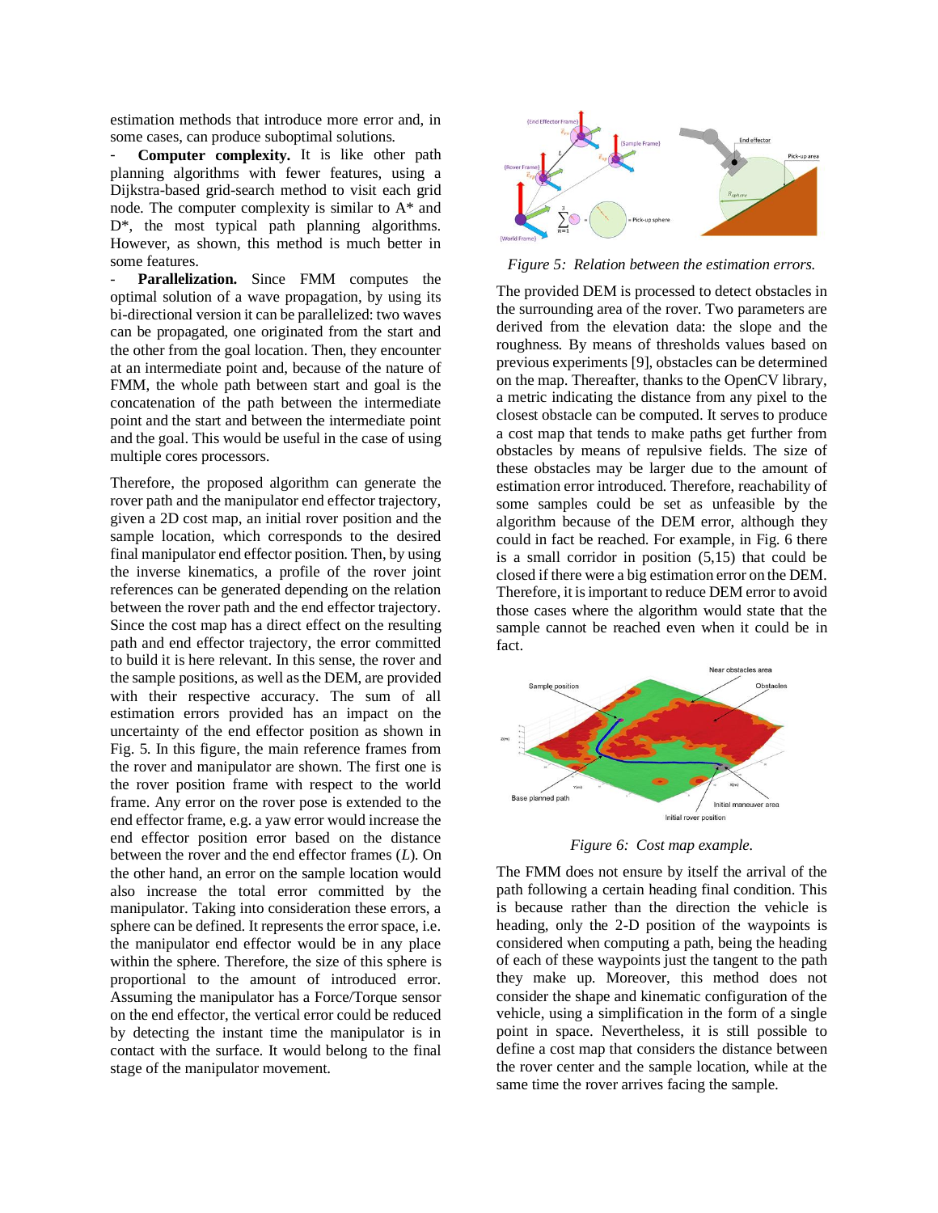estimation methods that introduce more error and, in some cases, can produce suboptimal solutions.

- **Computer complexity.** It is like other path planning algorithms with fewer features, using a Dijkstra-based grid-search method to visit each grid node. The computer complexity is similar to A* and D*, the most typical path planning algorithms. However, as shown, this method is much better in some features.
- **Parallelization.** Since FMM computes the optimal solution of a wave propagation, by using its bi-directional version it can be parallelized: two waves can be propagated, one originated from the start and the other from the goal location. Then, they encounter at an intermediate point and, because of the nature of FMM, the whole path between start and goal is the concatenation of the path between the intermediate point and the start and between the intermediate point and the goal. This would be useful in the case of using multiple cores processors.

Therefore, the proposed algorithm can generate the rover path and the manipulator end effector trajectory, given a 2D cost map, an initial rover position and the sample location, which corresponds to the desired final manipulator end effector position. Then, by using the inverse kinematics, a profile of the rover joint references can be generated depending on the relation between the rover path and the end effector trajectory. Since the cost map has a direct effect on the resulting path and end effector trajectory, the error committed to build it is here relevant. In this sense, the rover and the sample positions, as well as the DEM, are provided with their respective accuracy. The sum of all estimation errors provided has an impact on the uncertainty of the end effector position as shown in Fig. 5. In this figure, the main reference frames from the rover and manipulator are shown. The first one is the rover position frame with respect to the world frame. Any error on the rover pose is extended to the end effector frame, e.g. a yaw error would increase the end effector position error based on the distance between the rover and the end effector frames ($L$). On the other hand, an error on the sample location would also increase the total error committed by the manipulator. Taking into consideration these errors, a sphere can be defined. It represents the error space, i.e. the manipulator end effector would be in any place within the sphere. Therefore, the size of this sphere is proportional to the amount of introduced error. Assuming the manipulator has a Force/Torque sensor on the end effector, the vertical error could be reduced by detecting the instant time the manipulator is in contact with the surface. It would belong to the final stage of the manipulator movement.

*Figure 5: Relation between the estimation errors.*

The provided DEM is processed to detect obstacles in the surrounding area of the rover. Two parameters are derived from the elevation data: the slope and the roughness. By means of thresholds values based on previous experiments [9], obstacles can be determined on the map. Thereafter, thanks to the OpenCV library, a metric indicating the distance from any pixel to the closest obstacle can be computed. It serves to produce a cost map that tends to make paths get further from obstacles by means of repulsive fields. The size of these obstacles may be larger due to the amount of estimation error introduced. Therefore, reachability of some samples could be set as unfeasible by the algorithm because of the DEM error, although they could in fact be reached. For example, in Fig. 6 there is a small corridor in position (5,15) that could be closed if there were a big estimation error on the DEM. Therefore, it is important to reduce DEM error to avoid those cases where the algorithm would state that the sample cannot be reached even when it could be in fact.

*Figure 6: Cost map example.*

The FMM does not ensure by itself the arrival of the path following a certain heading final condition. This is because rather than the direction the vehicle is heading, only the 2-D position of the waypoints is considered when computing a path, being the heading of each of these waypoints just the tangent to the path they make up. Moreover, this method does not consider the shape and kinematic configuration of the vehicle, using a simplification in the form of a single point in space. Nevertheless, it is still possible to define a cost map that considers the distance between the rover center and the sample location, while at the same time the rover arrives facing the sample.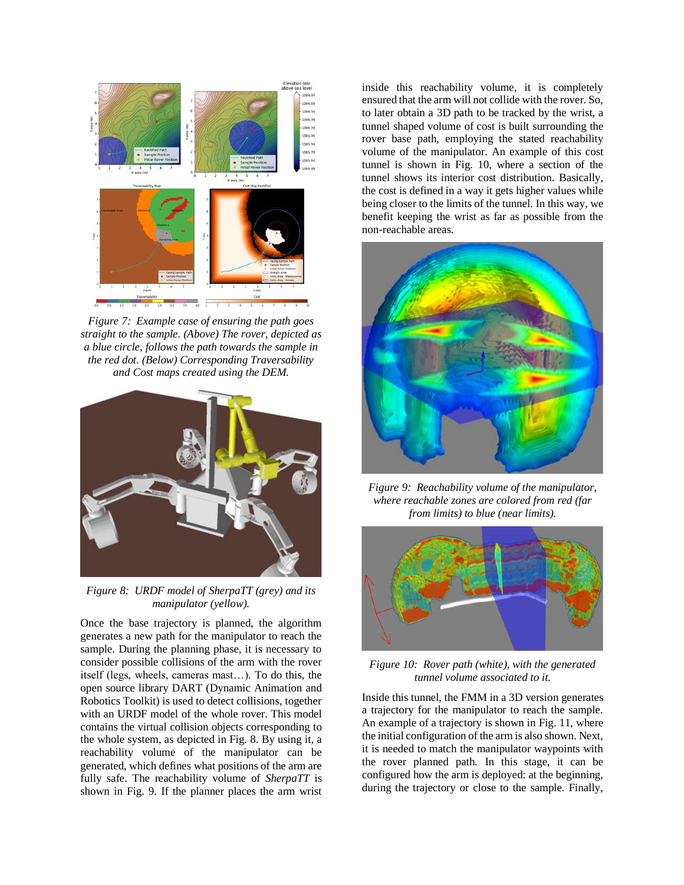*Figure 7: Example case of ensuring the path goes straight to the sample. (Above) The rover, depicted as a blue circle, follows the path towards the sample in the red dot. (Below) Corresponding Traversability and Cost maps created using the DEM.*

*Figure 8: URDF model of SherpaTT (grey) and its manipulator (yellow).*

Once the base trajectory is planned, the algorithm generates a new path for the manipulator to reach the sample. During the planning phase, it is necessary to consider possible collisions of the arm with the rover itself (legs, wheels, cameras mast…). To do this, the open source library DART (Dynamic Animation and Robotics Toolkit) is used to detect collisions, together with an URDF model of the whole rover. This model contains the virtual collision objects corresponding to the whole system, as depicted in Fig. 8. By using it, a reachability volume of the manipulator can be generated, which defines what positions of the arm are fully safe. The reachability volume of *SherpaTT* is shown in Fig. 9. If the planner places the arm wrist inside this reachability volume, it is completely ensured that the arm will not collide with the rover. So, to later obtain a 3D path to be tracked by the wrist, a tunnel shaped volume of cost is built surrounding the rover base path, employing the stated reachability volume of the manipulator. An example of this cost tunnel is shown in Fig. 10, where a section of the tunnel shows its interior cost distribution. Basically, the cost is defined in a way it gets higher values while being closer to the limits of the tunnel. In this way, we benefit keeping the wrist as far as possible from the non-reachable areas.

*Figure 9: Reachability volume of the manipulator, where reachable zones are colored from red (far from limits) to blue (near limits).*

*Figure 10: Rover path (white), with the generated tunnel volume associated to it.*

Inside this tunnel, the FMM in a 3D version generates a trajectory for the manipulator to reach the sample. An example of a trajectory is shown in Fig. 11, where the initial configuration of the arm is also shown. Next, it is needed to match the manipulator waypoints with the rover planned path. In this stage, it can be configured how the arm is deployed: at the beginning, during the trajectory or close to the sample. Finally,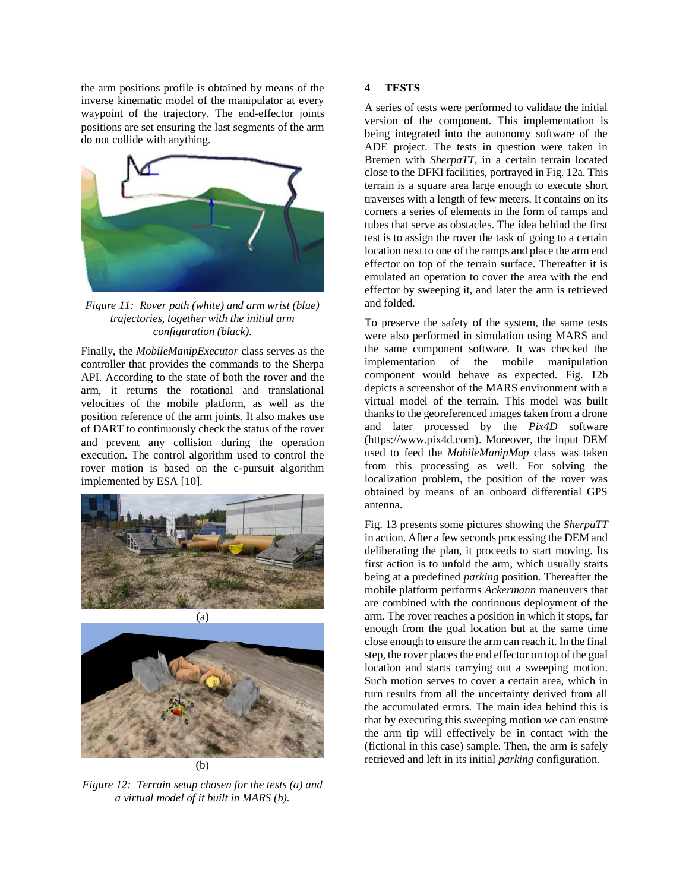the arm positions profile is obtained by means of the inverse kinematic model of the manipulator at every waypoint of the trajectory. The end-effector joints positions are set ensuring the last segments of the arm do not collide with anything.

*Figure 11: Rover path (white) and arm wrist (blue) trajectories, together with the initial arm configuration (black).*

Finally, the *MobileManipExecutor* class serves as the controller that provides the commands to the Sherpa API. According to the state of both the rover and the arm, it returns the rotational and translational velocities of the mobile platform, as well as the position reference of the arm joints. It also makes use of DART to continuously check the status of the rover and prevent any collision during the operation execution. The control algorithm used to control the rover motion is based on the c-pursuit algorithm implemented by ESA [10].

(a)

(b)

*Figure 12: Terrain setup chosen for the tests (a) and a virtual model of it built in MARS (b).*

## 4 TESTS

A series of tests were performed to validate the initial version of the component. This implementation is being integrated into the autonomy software of the ADE project. The tests in question were taken in Bremen with *SherpaTT*, in a certain terrain located close to the DFKI facilities, portrayed in Fig. 12a. This terrain is a square area large enough to execute short traverses with a length of few meters. It contains on its corners a series of elements in the form of ramps and tubes that serve as obstacles. The idea behind the first test is to assign the rover the task of going to a certain location next to one of the ramps and place the arm end effector on top of the terrain surface. Thereafter it is emulated an operation to cover the area with the end effector by sweeping it, and later the arm is retrieved and folded.

To preserve the safety of the system, the same tests were also performed in simulation using MARS and the same component software. It was checked the implementation of the mobile manipulation component would behave as expected. Fig. 12b depicts a screenshot of the MARS environment with a virtual model of the terrain. This model was built thanks to the georeferenced images taken from a drone and later processed by the *Pix4D* software (https://www.pix4d.com). Moreover, the input DEM used to feed the *MobileManipMap* class was taken from this processing as well. For solving the localization problem, the position of the rover was obtained by means of an onboard differential GPS antenna.

Fig. 13 presents some pictures showing the *SherpaTT* in action. After a few seconds processing the DEM and deliberating the plan, it proceeds to start moving. Its first action is to unfold the arm, which usually starts being at a predefined *parking* position. Thereafter the mobile platform performs *Ackermann* maneuvers that are combined with the continuous deployment of the arm. The rover reaches a position in which it stops, far enough from the goal location but at the same time close enough to ensure the arm can reach it. In the final step, the rover places the end effector on top of the goal location and starts carrying out a sweeping motion. Such motion serves to cover a certain area, which in turn results from all the uncertainty derived from all the accumulated errors. The main idea behind this is that by executing this sweeping motion we can ensure the arm tip will effectively be in contact with the (fictional in this case) sample. Then, the arm is safely retrieved and left in its initial *parking* configuration.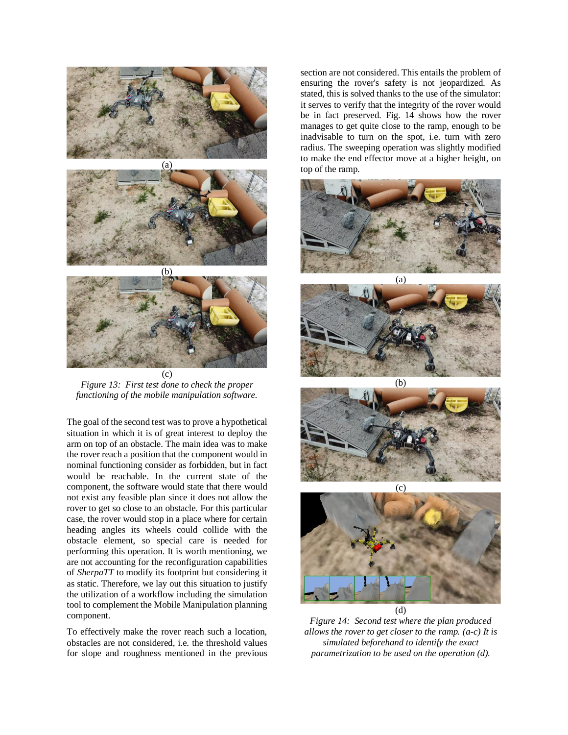(a)

(b)

(c)

*Figure 13: First test done to check the proper functioning of the mobile manipulation software.*

The goal of the second test was to prove a hypothetical situation in which it is of great interest to deploy the arm on top of an obstacle. The main idea was to make the rover reach a position that the component would in nominal functioning consider as forbidden, but in fact would be reachable. In the current state of the component, the software would state that there would not exist any feasible plan since it does not allow the rover to get so close to an obstacle. For this particular case, the rover would stop in a place where for certain heading angles its wheels could collide with the obstacle element, so special care is needed for performing this operation. It is worth mentioning, we are not accounting for the reconfiguration capabilities of *SherpaTT* to modify its footprint but considering it as static. Therefore, we lay out this situation to justify the utilization of a workflow including the simulation tool to complement the Mobile Manipulation planning component.

To effectively make the rover reach such a location, obstacles are not considered, i.e. the threshold values for slope and roughness mentioned in the previous section are not considered. This entails the problem of ensuring the rover's safety is not jeopardized. As stated, this is solved thanks to the use of the simulator: it serves to verify that the integrity of the rover would be in fact preserved. Fig. 14 shows how the rover manages to get quite close to the ramp, enough to be inadvisable to turn on the spot, i.e. turn with zero radius. The sweeping operation was slightly modified to make the end effector move at a higher height, on top of the ramp.

(a)

(b)

(c)

(d)

*Figure 14: Second test where the plan produced allows the rover to get closer to the ramp. (a-c) It is simulated beforehand to identify the exact parametrization to be used on the operation (d).*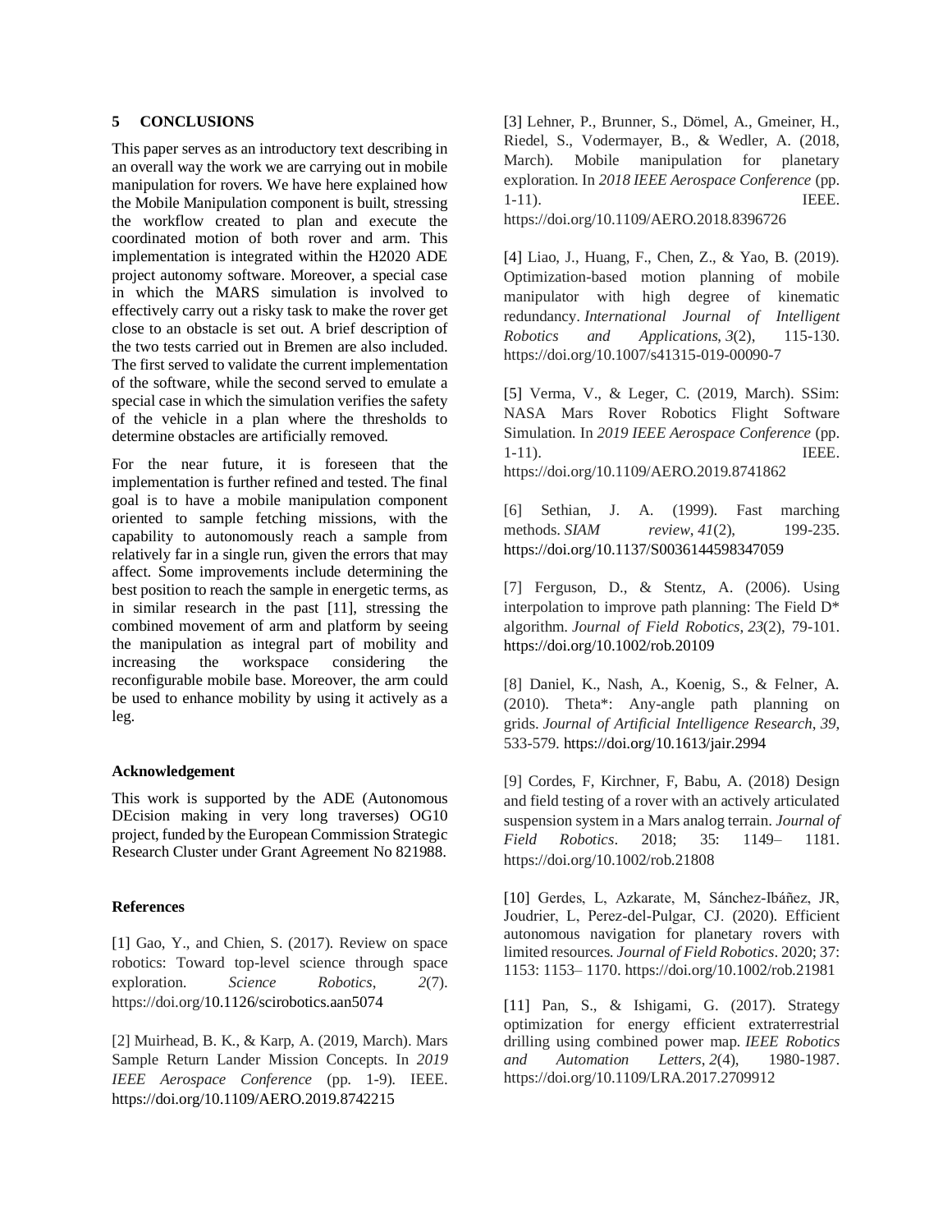## 5 CONCLUSIONS

This paper serves as an introductory text describing in an overall way the work we are carrying out in mobile manipulation for rovers. We have here explained how the Mobile Manipulation component is built, stressing the workflow created to plan and execute the coordinated motion of both rover and arm. This implementation is integrated within the H2020 ADE project autonomy software. Moreover, a special case in which the MARS simulation is involved to effectively carry out a risky task to make the rover get close to an obstacle is set out. A brief description of the two tests carried out in Bremen are also included. The first served to validate the current implementation of the software, while the second served to emulate a special case in which the simulation verifies the safety of the vehicle in a plan where the thresholds to determine obstacles are artificially removed.

For the near future, it is foreseen that the implementation is further refined and tested. The final goal is to have a mobile manipulation component oriented to sample fetching missions, with the capability to autonomously reach a sample from relatively far in a single run, given the errors that may affect. Some improvements include determining the best position to reach the sample in energetic terms, as in similar research in the past [11], stressing the combined movement of arm and platform by seeing the manipulation as integral part of mobility and increasing the workspace considering the reconfigurable mobile base. Moreover, the arm could be used to enhance mobility by using it actively as a leg.

### Acknowledgement

This work is supported by the ADE (Autonomous DEcision making in very long traverses) OG10 project, funded by the European Commission Strategic Research Cluster under Grant Agreement No 821988.

### References

[1] Gao, Y., and Chien, S. (2017). Review on space robotics: Toward top-level science through space exploration. *Science Robotics*, *2*(7). https://doi.org/10.1126/scirobotics.aan5074

[2] Muirhead, B. K., & Karp, A. (2019, March). Mars Sample Return Lander Mission Concepts. In *2019 IEEE Aerospace Conference* (pp. 1-9). IEEE. https://doi.org/10.1109/AERO.2019.8742215

[3] Lehner, P., Brunner, S., Dömel, A., Gmeiner, H., Riedel, S., Vodermayer, B., & Wedler, A. (2018, March). Mobile manipulation for planetary exploration. In *2018 IEEE Aerospace Conference* (pp. 1-11). IEEE. https://doi.org/10.1109/AERO.2018.8396726

[4] Liao, J., Huang, F., Chen, Z., & Yao, B. (2019). Optimization-based motion planning of mobile manipulator with high degree of kinematic redundancy. *International Journal of Intelligent Robotics and Applications*, *3*(2), 115-130. https://doi.org/10.1007/s41315-019-00090-7

[5] Verma, V., & Leger, C. (2019, March). SSim: NASA Mars Rover Robotics Flight Software Simulation. In *2019 IEEE Aerospace Conference* (pp. 1-11). IEEE. https://doi.org/10.1109/AERO.2019.8741862

[6] Sethian, J. A. (1999). Fast marching methods. *SIAM review*, *41*(2), 199-235. https://doi.org/10.1137/S0036144598347059

[7] Ferguson, D., & Stentz, A. (2006). Using interpolation to improve path planning: The Field D* algorithm. *Journal of Field Robotics*, *23*(2), 79-101. https://doi.org/10.1002/rob.20109

[8] Daniel, K., Nash, A., Koenig, S., & Felner, A. (2010). Theta*: Any-angle path planning on grids. *Journal of Artificial Intelligence Research*, *39*, 533-579. https://doi.org/10.1613/jair.2994

[9] Cordes, F, Kirchner, F, Babu, A. (2018) Design and field testing of a rover with an actively articulated suspension system in a Mars analog terrain. *Journal of Field Robotics*. 2018; 35: 1149– 1181. https://doi.org/10.1002/rob.21808

[10] Gerdes, L, Azkarate, M, Sánchez-Ibáñez, JR, Joudrier, L, Perez-del-Pulgar, CJ. (2020). Efficient autonomous navigation for planetary rovers with limited resources. *Journal of Field Robotics*. 2020; 37: 1153: 1153– 1170. https://doi.org/10.1002/rob.21981

[11] Pan, S., & Ishigami, G. (2017). Strategy optimization for energy efficient extraterrestrial drilling using combined power map. *IEEE Robotics and Automation Letters*, *2*(4), 1980-1987. https://doi.org/10.1109/LRA.2017.2709912